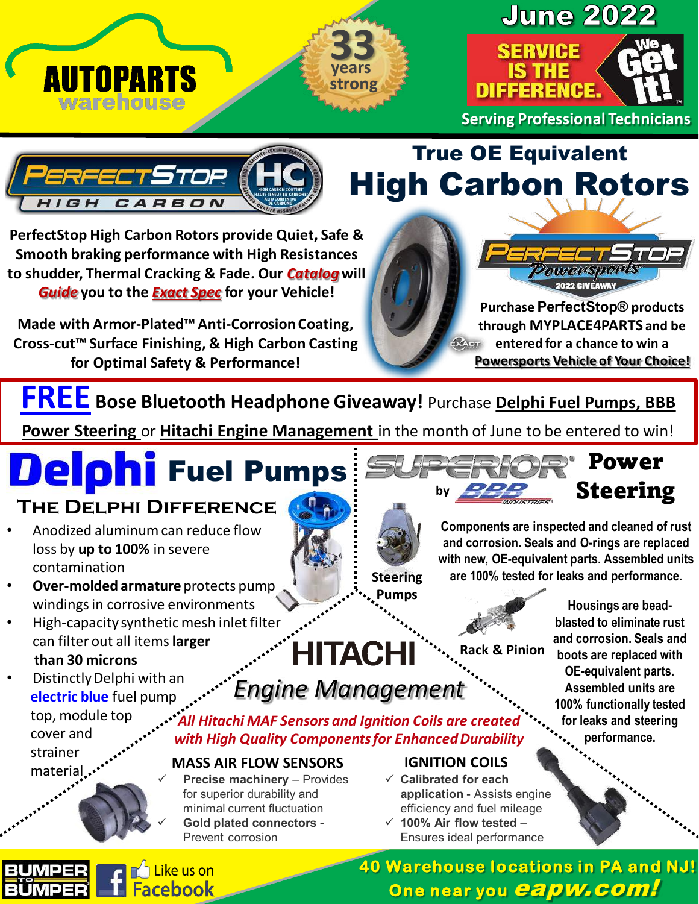# AUTOPARTS warehouse

33 years strong

**June 2022**

**SERVICE IS THE DIFFERENCE. We Get It!**

**Serving Professional Technicians**

## PerfectStop High Carbon

## True OE Equivalent High Carbon Rotors

**PerfectStop High Carbon Rotors provide Quiet, Safe & Smooth braking performance with High Resistances to shudder, Thermal Cracking & Fade. Our *Catalog* will *Guide* you to the *Exact Spec* for your Vehicle!**

**Made with Armor-Plated™ Anti-Corrosion Coating, Cross-cut™ Surface Finishing, & High Carbon Casting for Optimal Safety & Performance!**

**PerfectStop Powersports 2022 GIVEAWAY**

Purchase **PerfectStop®** products through **MYPLACE4PARTS** and be entered for a chance to win a **Powersports Vehicle of Your Choice!**

**FREE Bose Bluetooth Headphone Giveaway!** Purchase **Delphi Fuel Pumps, BBB Power Steering** or **Hitachi Engine Management** in the month of June to be entered to win!

## Delphi Fuel Pumps

### The Delphi Difference

- Anodized aluminum can reduce flow loss by **up to 100%** in severe contamination
- **Over-molded armature** protects pump windings in corrosive environments
- High-capacity synthetic mesh inlet filter can filter out all items **larger than 30 microns**
- Distinctly Delphi with an **electric blue** fuel pump top, module top cover and strainer material

## SUPERIOR by BBB Industries Power Steering

**Steering Pumps**

**Components are inspected and cleaned of rust and corrosion. Seals and O-rings are replaced with new, OE-equivalent parts. Assembled units are 100% tested for leaks and performance.**

**Rack & Pinion**

**Housings are bead-blasted to eliminate rust and corrosion. Seals and boots are replaced with OE-equivalent parts. Assembled units are 100% functionally tested for leaks and steering performance.**

## HITACHI Engine Management

***All Hitachi MAF Sensors and Ignition Coils are created with High Quality Components for Enhanced Durability***

### MASS AIR FLOW SENSORS

- ✓ **Precise machinery** – Provides for superior durability and minimal current fluctuation
- ✓ **Gold plated connectors** - Prevent corrosion

### IGNITION COILS

- ✓ **Calibrated for each application** - Assists engine efficiency and fuel mileage
- ✓ **100% Air flow tested** – Ensures ideal performance

BUMPER TO BUMPER

Like us on Facebook

**40 Warehouse locations in PA and NJ! One near you eapw.com!**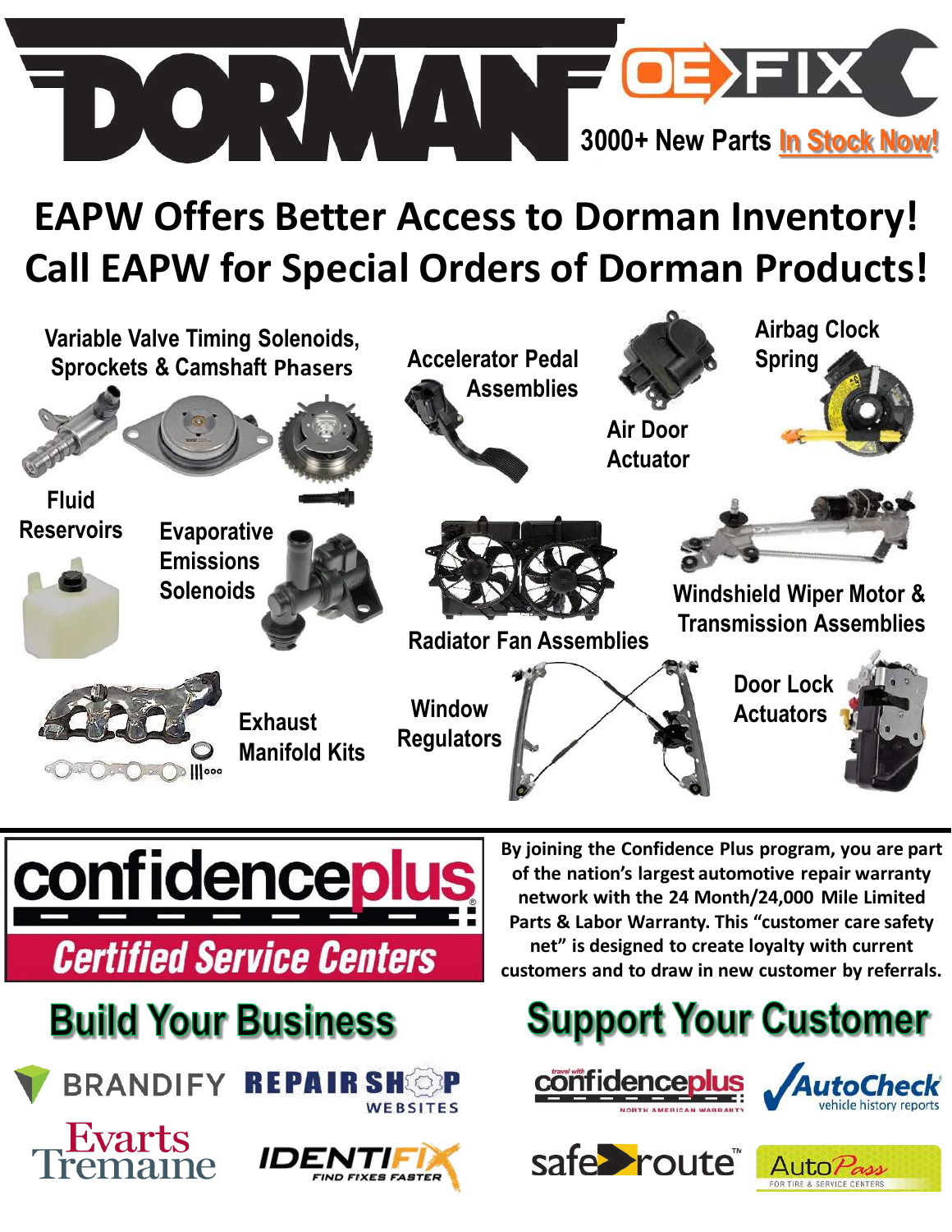# DORMAN OE FIX

3000+ New Parts **In Stock Now!**

## EAPW Offers Better Access to Dorman Inventory!
## Call EAPW for Special Orders of Dorman Products!

- Variable Valve Timing Solenoids, Sprockets & Camshaft Phasers
- Accelerator Pedal Assemblies
- Air Door Actuator
- Airbag Clock Spring
- Fluid Reservoirs
- Evaporative Emissions Solenoids
- Radiator Fan Assemblies
- Windshield Wiper Motor & Transmission Assemblies
- Exhaust Manifold Kits
- Window Regulators
- Door Lock Actuators

## confidenceplus
### Certified Service Centers

By joining the Confidence Plus program, you are part of the nation's largest automotive repair warranty network with the 24 Month/24,000 Mile Limited Parts & Labor Warranty. This "customer care safety net" is designed to create loyalty with current customers and to draw in new customer by referrals.

## Build Your Business

BRANDIFY
REPAIR SHOP WEBSITES
Evarts Tremaine
IDENTIFIX FIND FIXES FASTER

## Support Your Customer

travel with confidenceplus NORTH AMERICAN WARRANTY
AutoCheck vehicle history reports
safe route™
AutoPass FOR TIRE & SERVICE CENTERS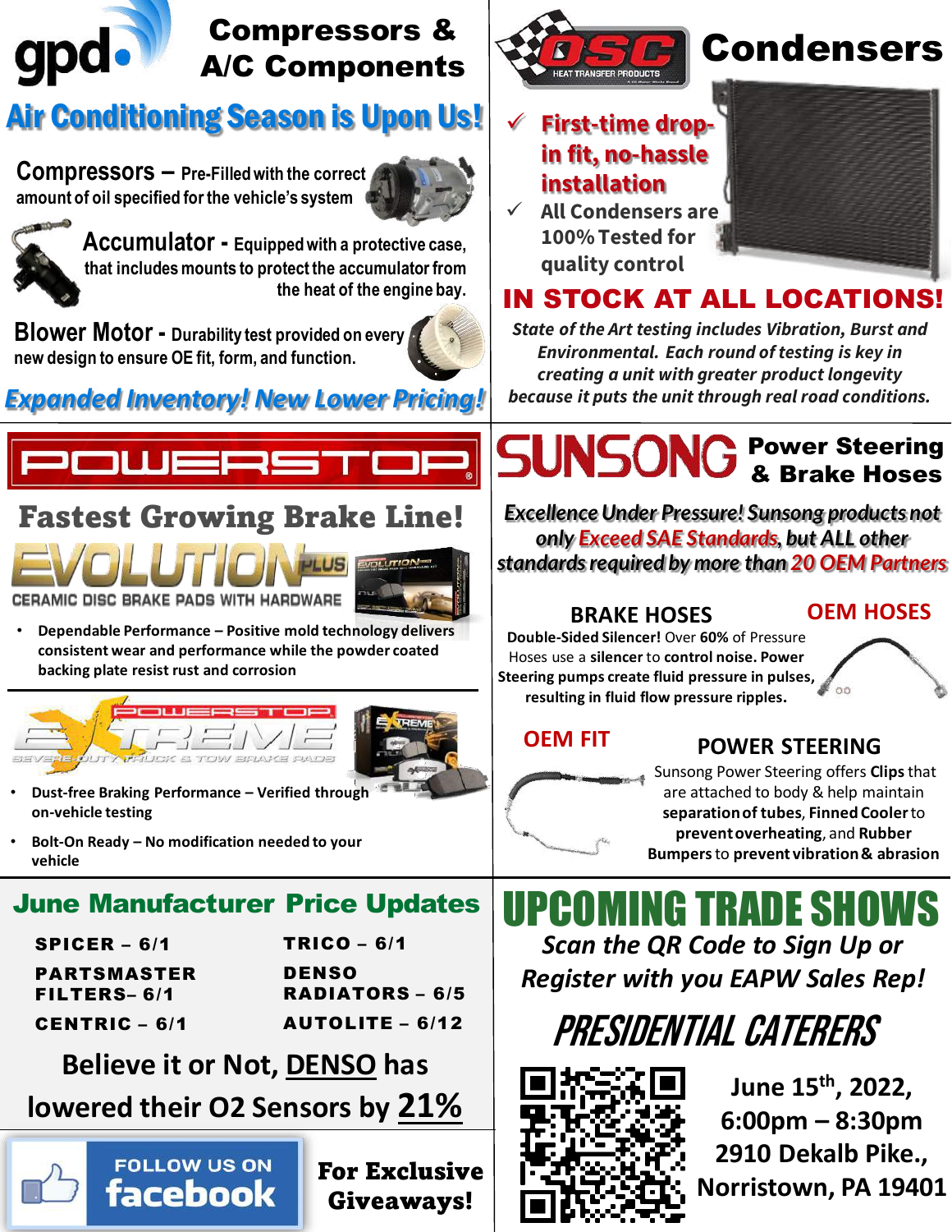## gpd Compressors & A/C Components

### Air Conditioning Season is Upon Us!

**Compressors** – Pre-Filled with the correct amount of oil specified for the vehicle's system

**Accumulator** - Equipped with a protective case, that includes mounts to protect the accumulator from the heat of the engine bay.

**Blower Motor** - Durability test provided on every new design to ensure OE fit, form, and function.

***Expanded Inventory! New Lower Pricing!***

## OSC Condensers

HEAT TRANSFER PRODUCTS

- ✓ **First-time drop-in fit, no-hassle installation**
- ✓ **All Condensers are 100% Tested for quality control**

### IN STOCK AT ALL LOCATIONS!

*State of the Art testing includes Vibration, Burst and Environmental. Each round of testing is key in creating a unit with greater product longevity because it puts the unit through real road conditions.*

## POWERSTOP

### Fastest Growing Brake Line!

**EVOLUTION PLUS** CERAMIC DISC BRAKE PADS WITH HARDWARE

- **Dependable Performance – Positive mold technology delivers consistent wear and performance while the powder coated backing plate resist rust and corrosion**

**POWERSTOP EXTREME** SEVERE-DUTY TRUCK & TOW BRAKE PADS

- **Dust-free Braking Performance – Verified through on-vehicle testing**
- **Bolt-On Ready – No modification needed to your vehicle**

## SUNSONG Power Steering & Brake Hoses

***Excellence Under Pressure! Sunsong products not only Exceed SAE Standards, but ALL other standards required by more than 20 OEM Partners***

### BRAKE HOSES

**OEM HOSES**

**Double-Sided Silencer!** Over **60%** of Pressure Hoses use a **silencer** to **control noise. Power Steering pumps create fluid pressure in pulses, resulting in fluid flow pressure ripples.**

### POWER STEERING

**OEM FIT**

Sunsong Power Steering offers **Clips** that are attached to body & help maintain **separation of tubes, Finned Cooler** to **prevent overheating**, and **Rubber Bumpers** to **prevent vibration & abrasion**

## June Manufacturer Price Updates

| | |
|---|---|
| **SPICER – 6/1** | **TRICO – 6/1** |
| **PARTSMASTER FILTERS– 6/1** | **DENSO RADIATORS – 6/5** |
| **CENTRIC – 6/1** | **AUTOLITE – 6/12** |

**Believe it or Not, DENSO has lowered their O2 Sensors by 21%**

**FOLLOW US ON facebook For Exclusive Giveaways!**

## UPCOMING TRADE SHOWS

*Scan the QR Code to Sign Up or Register with you EAPW Sales Rep!*

### PRESIDENTIAL CATERERS

**June 15th, 2022,**
**6:00pm – 8:30pm**
**2910 Dekalb Pike.,**
**Norristown, PA 19401**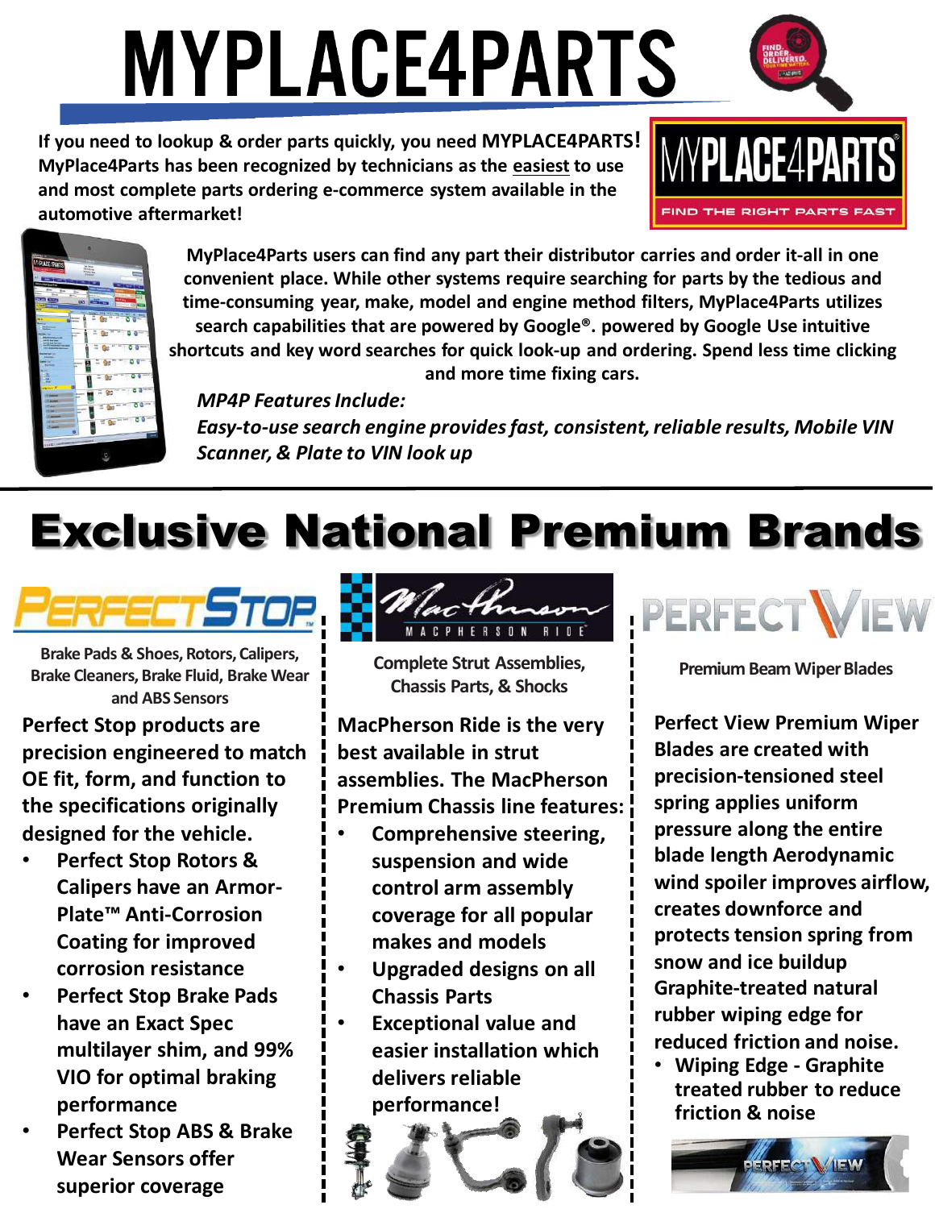# MYPLACE4PARTS

**If you need to lookup & order parts quickly, you need MYPLACE4PARTS! MyPlace4Parts has been recognized by technicians as the easiest to use and most complete parts ordering e-commerce system available in the automotive aftermarket!**

MYPLACE4PARTS
FIND THE RIGHT PARTS FAST

**MyPlace4Parts users can find any part their distributor carries and order it-all in one convenient place. While other systems require searching for parts by the tedious and time-consuming year, make, model and engine method filters, MyPlace4Parts utilizes search capabilities that are powered by Google®. powered by Google Use intuitive shortcuts and key word searches for quick look-up and ordering. Spend less time clicking and more time fixing cars.**

***MP4P Features Include:***

***Easy-to-use search engine provides fast, consistent, reliable results, Mobile VIN Scanner, & Plate to VIN look up***

# Exclusive National Premium Brands

## PERFECTSTOP

**Brake Pads & Shoes, Rotors, Calipers, Brake Cleaners, Brake Fluid, Brake Wear and ABS Sensors**

**Perfect Stop products are precision engineered to match OE fit, form, and function to the specifications originally designed for the vehicle.**

- **Perfect Stop Rotors & Calipers have an Armor-Plate™ Anti-Corrosion Coating for improved corrosion resistance**
- **Perfect Stop Brake Pads have an Exact Spec multilayer shim, and 99% VIO for optimal braking performance**
- **Perfect Stop ABS & Brake Wear Sensors offer superior coverage**

## MacPherson Ride

**Complete Strut Assemblies, Chassis Parts, & Shocks**

**MacPherson Ride is the very best available in strut assemblies. The MacPherson Premium Chassis line features:**

- **Comprehensive steering, suspension and wide control arm assembly coverage for all popular makes and models**
- **Upgraded designs on all Chassis Parts**
- **Exceptional value and easier installation which delivers reliable performance!**

## PERFECT VIEW

**Premium Beam Wiper Blades**

**Perfect View Premium Wiper Blades are created with precision-tensioned steel spring applies uniform pressure along the entire blade length Aerodynamic wind spoiler improves airflow, creates downforce and protects tension spring from snow and ice buildup Graphite-treated natural rubber wiping edge for reduced friction and noise.**

- **Wiping Edge - Graphite treated rubber to reduce friction & noise**